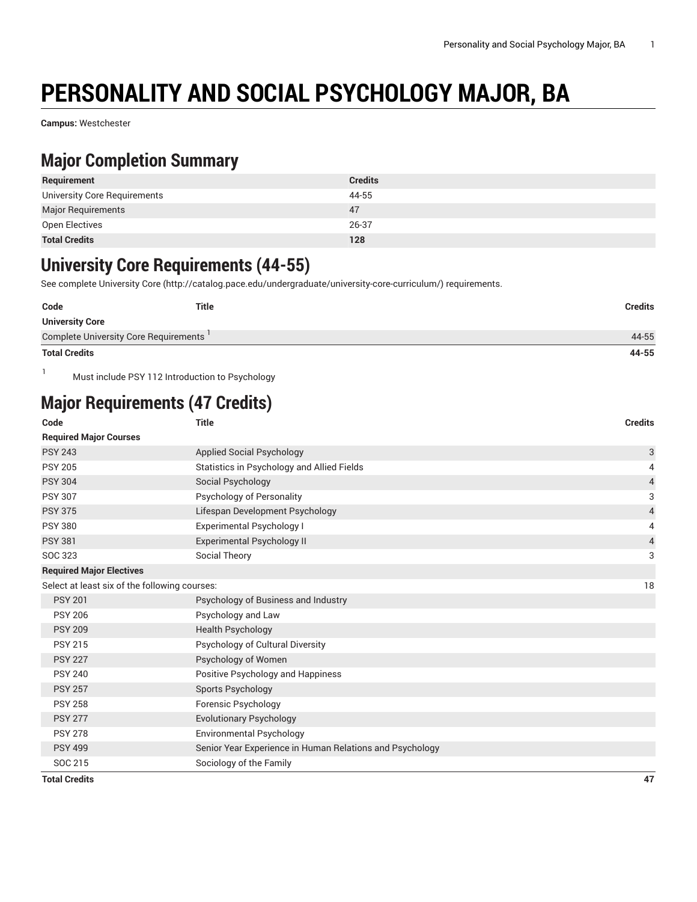# PERSONALITY AND SOCIAL PSYCHOLOGY MAJOR, BA

**Campus:** Westchester

## Major Completion Summary

| Requirement | Credits |
|---|---|
| University Core Requirements | 44-55 |
| Major Requirements | 47 |
| Open Electives | 26-37 |
| **Total Credits** | **128** |

## University Core Requirements (44-55)

See complete University Core (http://catalog.pace.edu/undergraduate/university-core-curriculum/) requirements.

| Code | Title | Credits |
|---|---|---|
| **University Core** | | |
| Complete University Core Requirements [1] | | 44-55 |
| **Total Credits** | | **44-55** |

[1] Must include PSY 112 Introduction to Psychology

## Major Requirements (47 Credits)

| Code | Title | Credits |
|---|---|---|
| **Required Major Courses** | | |
| PSY 243 | Applied Social Psychology | 3 |
| PSY 205 | Statistics in Psychology and Allied Fields | 4 |
| PSY 304 | Social Psychology | 4 |
| PSY 307 | Psychology of Personality | 3 |
| PSY 375 | Lifespan Development Psychology | 4 |
| PSY 380 | Experimental Psychology I | 4 |
| PSY 381 | Experimental Psychology II | 4 |
| SOC 323 | Social Theory | 3 |
| **Required Major Electives** | | |
| Select at least six of the following courses: | | 18 |
| PSY 201 | Psychology of Business and Industry | |
| PSY 206 | Psychology and Law | |
| PSY 209 | Health Psychology | |
| PSY 215 | Psychology of Cultural Diversity | |
| PSY 227 | Psychology of Women | |
| PSY 240 | Positive Psychology and Happiness | |
| PSY 257 | Sports Psychology | |
| PSY 258 | Forensic Psychology | |
| PSY 277 | Evolutionary Psychology | |
| PSY 278 | Environmental Psychology | |
| PSY 499 | Senior Year Experience in Human Relations and Psychology | |
| SOC 215 | Sociology of the Family | |
| **Total Credits** | | **47** |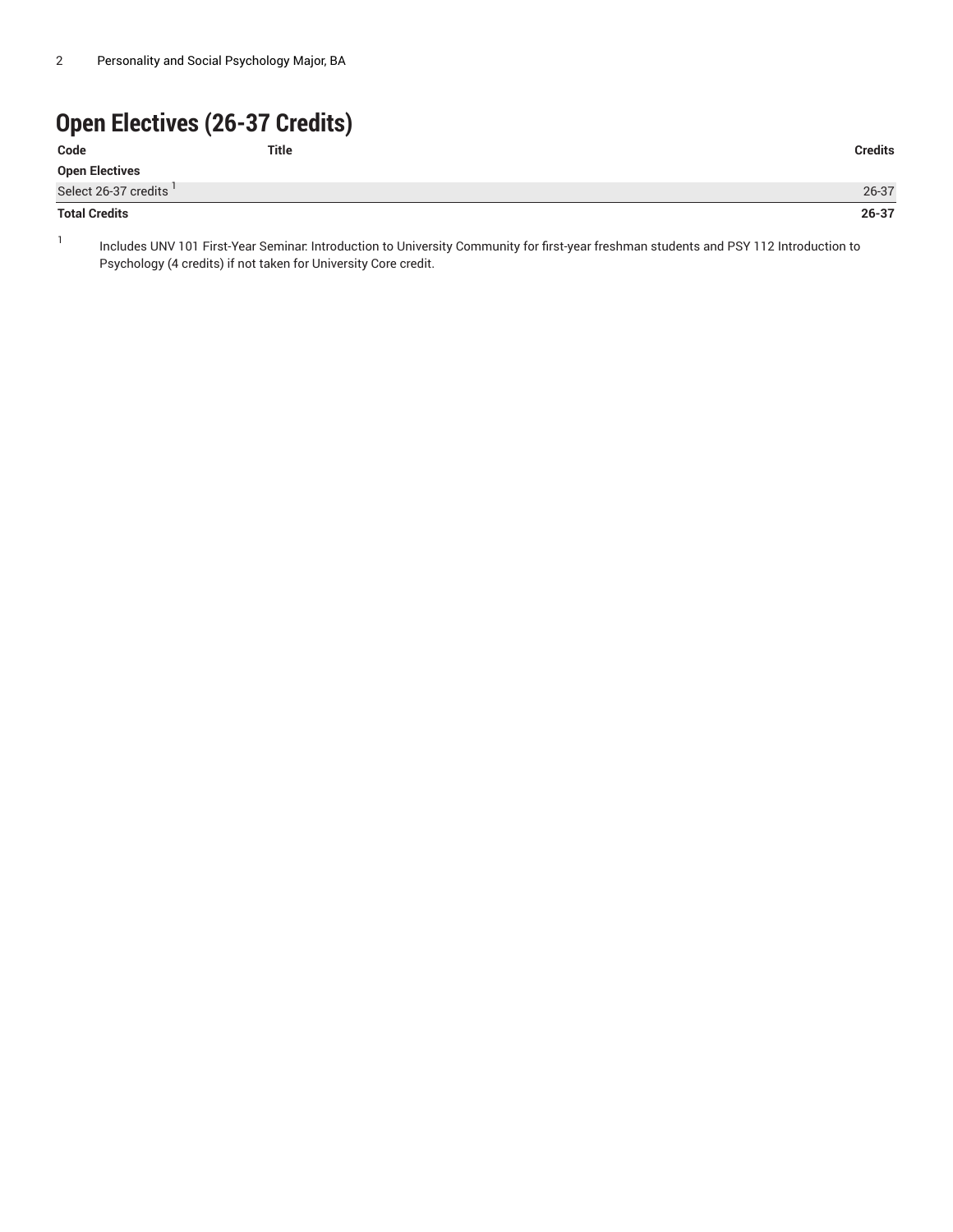# Open Electives (26-37 Credits)

| Code | Title | Credits |
| --- | --- | --- |
| **Open Electives** | | |
| Select 26-37 credits [1] | | 26-37 |
| **Total Credits** | | **26-37** |

[1] Includes UNV 101 First-Year Seminar: Introduction to University Community for first-year freshman students and PSY 112 Introduction to Psychology (4 credits) if not taken for University Core credit.